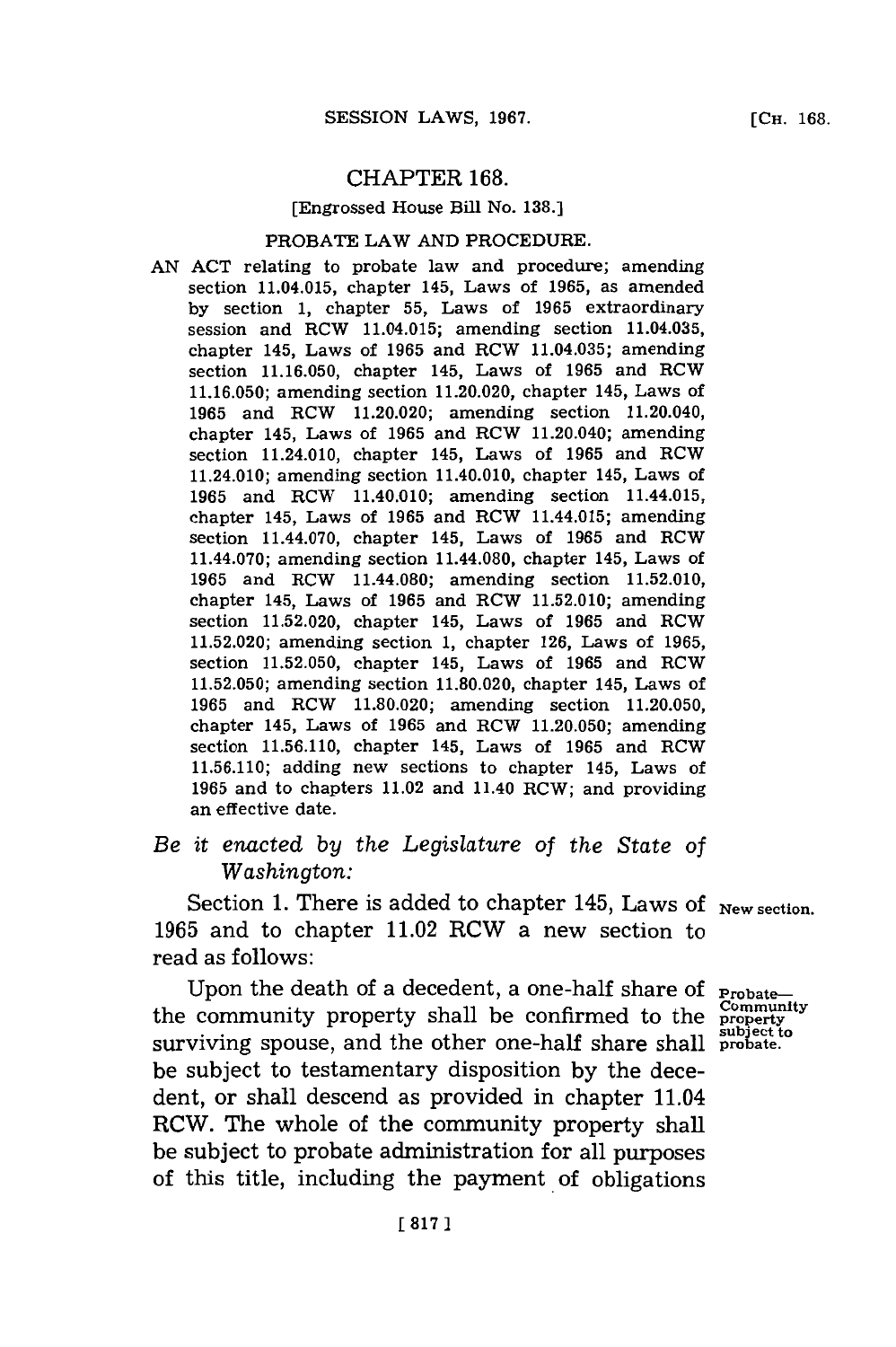# CHAPTER 168.

[Engrossed House Bill No. 138.]

## PROBATE LAW AND PROCEDURE.

AN ACT relating to probate law and procedure; amending section 11.04.015, chapter 145, Laws of 1965, as amended by section 1, chapter 55, Laws of 1965 extraordinary session and RCW 11.04.015; amending section 11.04.035, chapter 145, Laws of 1965 and RCW 11.04.035; amending section 11.16.050, chapter 145, Laws of 1965 and RCW 11.16.050; amending section 11.20.020, chapter 145, Laws of 1965 and RCW 11.20.020; amending section 11.20.040, chapter 145, Laws of 1965 and RCW 11.20.040; amending section 11.24.010, chapter 145, Laws of 1965 and RCW 11.24.010; amending section 11.40.010, chapter 145, Laws of 1965 and RCW 11.40.010; amending section 11.44.015, chapter 145, Laws of 1965 and RCW 11.44.015; amending section 11.44.070, chapter 145, Laws of 1965 and RCW 11.44.070; amending section 11.44.080, chapter 145, Laws of 1965 and RCW 11.44.080; amending section 11.52.010, chapter 145, Laws of 1965 and RCW 11.52.010; amending section 11.52.020, chapter 145, Laws of 1965 and RCW 11.52.020; amending section 1, chapter 126, Laws of 1965, section 11.52.050, chapter 145, Laws of 1965 and RCW 11.52.050; amending section 11.80.020, chapter 145, Laws of 1965 and RCW 11.80.020; amending section 11.20.050, chapter 145, Laws of 1965 and RCW 11.20.050; amending section 11.56.110, chapter 145, Laws of 1965 and RCW 11.56.110; adding new sections to chapter 145, Laws of 1965 and to chapters 11.02 and 11.40 RCW; and providing an effective date.

*Be it enacted by the Legislature of the State of Washington:*

Section 1. There is added to chapter 145, Laws of 1965 and to chapter 11.02 RCW a new section to read as follows: New section.

Probate—Community property subject to probate.

Upon the death of a decedent, a one-half share of the community property shall be confirmed to the surviving spouse, and the other one-half share shall be subject to testamentary disposition by the decedent, or shall descend as provided in chapter 11.04 RCW. The whole of the community property shall be subject to probate administration for all purposes of this title, including the payment of obligations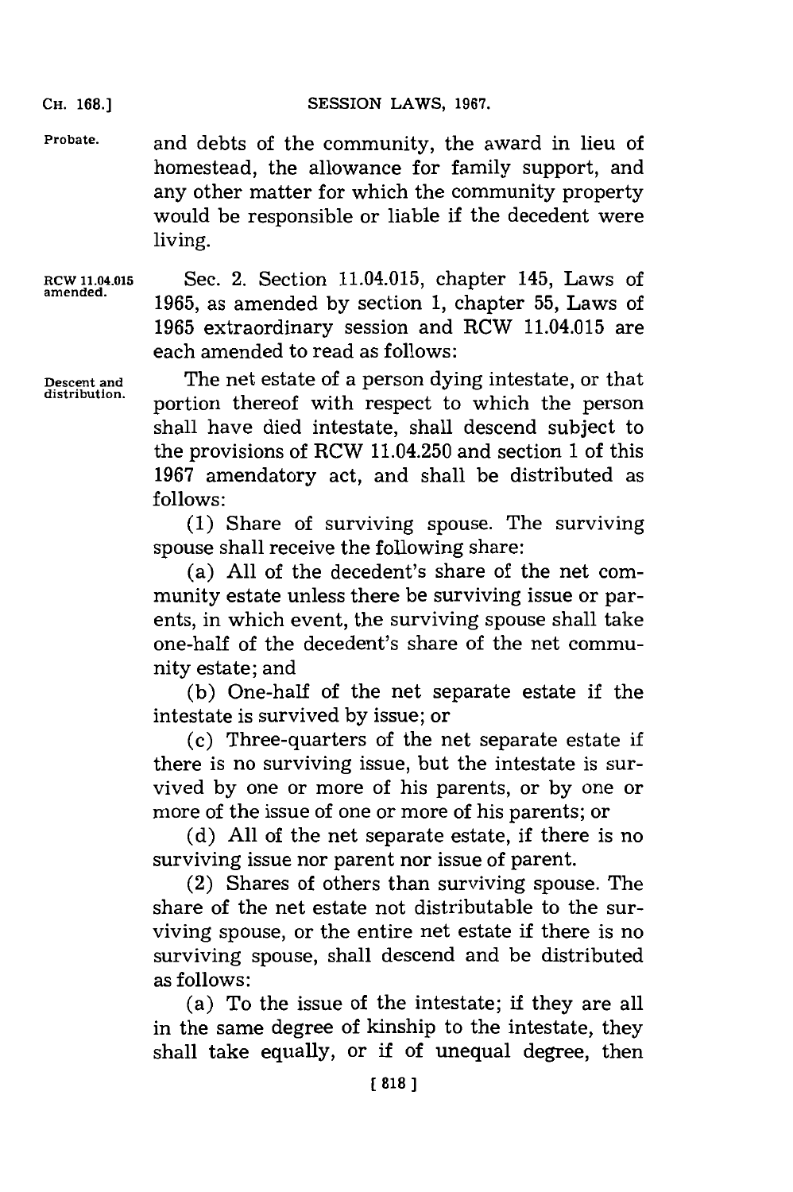and debts of the community, the award in lieu of homestead, the allowance for family support, and any other matter for which the community property would be responsible or liable if the decedent were living.

RCW 11.04.015 amended.

Sec. 2. Section 11.04.015, chapter 145, Laws of 1965, as amended by section 1, chapter 55, Laws of 1965 extraordinary session and RCW 11.04.015 are each amended to read as follows:

Descent and distribution.

The net estate of a person dying intestate, or that portion thereof with respect to which the person shall have died intestate, shall descend subject to the provisions of RCW 11.04.250 and section 1 of this 1967 amendatory act, and shall be distributed as follows:

(1) Share of surviving spouse. The surviving spouse shall receive the following share:

(a) All of the decedent's share of the net community estate unless there be surviving issue or parents, in which event, the surviving spouse shall take one-half of the decedent's share of the net community estate; and

(b) One-half of the net separate estate if the intestate is survived by issue; or

(c) Three-quarters of the net separate estate if there is no surviving issue, but the intestate is survived by one or more of his parents, or by one or more of the issue of one or more of his parents; or

(d) All of the net separate estate, if there is no surviving issue nor parent nor issue of parent.

(2) Shares of others than surviving spouse. The share of the net estate not distributable to the surviving spouse, or the entire net estate if there is no surviving spouse, shall descend and be distributed as follows:

(a) To the issue of the intestate; if they are all in the same degree of kinship to the intestate, they shall take equally, or if of unequal degree, then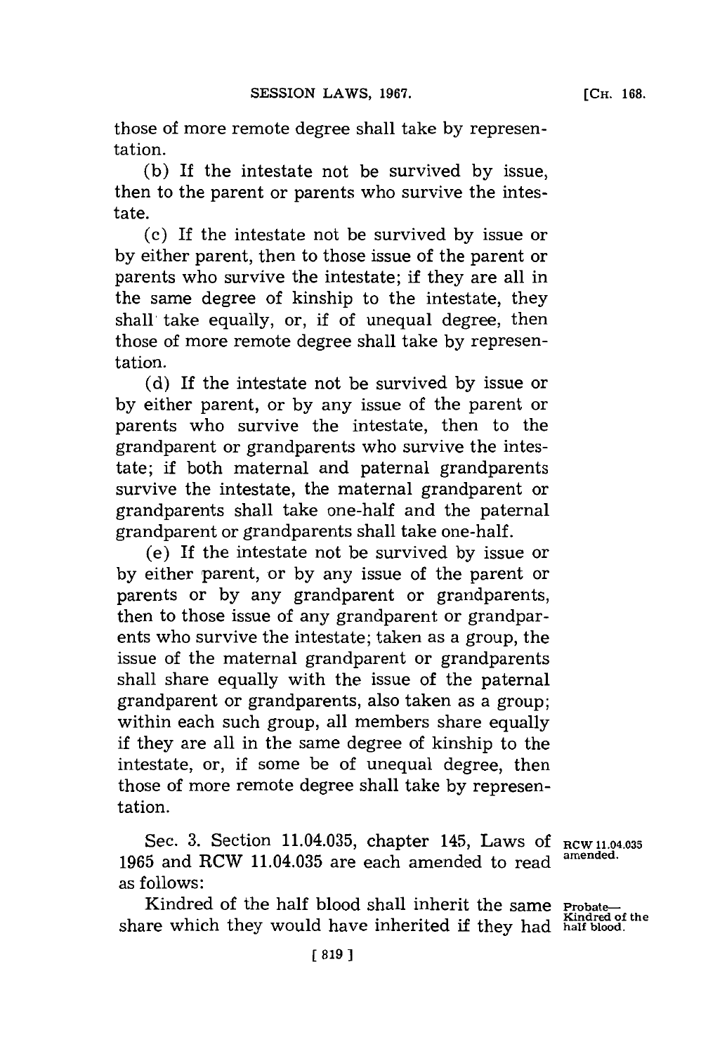those of more remote degree shall take by representation.

(b) If the intestate not be survived by issue, then to the parent or parents who survive the intestate.

(c) If the intestate not be survived by issue or by either parent, then to those issue of the parent or parents who survive the intestate; if they are all in the same degree of kinship to the intestate, they shall take equally, or, if of unequal degree, then those of more remote degree shall take by representation.

(d) If the intestate not be survived by issue or by either parent, or by any issue of the parent or parents who survive the intestate, then to the grandparent or grandparents who survive the intestate; if both maternal and paternal grandparents survive the intestate, the maternal grandparent or grandparents shall take one-half and the paternal grandparent or grandparents shall take one-half.

(e) If the intestate not be survived by issue or by either parent, or by any issue of the parent or parents or by any grandparent or grandparents, then to those issue of any grandparent or grandparents who survive the intestate; taken as a group, the issue of the maternal grandparent or grandparents shall share equally with the issue of the paternal grandparent or grandparents, also taken as a group; within each such group, all members share equally if they are all in the same degree of kinship to the intestate, or, if some be of unequal degree, then those of more remote degree shall take by representation.

Sec. 3. Section 11.04.035, chapter 145, Laws of 1965 and RCW 11.04.035 are each amended to read as follows: *RCW 11.04.035 amended.*

Kindred of the half blood shall inherit the same share which they would have inherited if they had *Probate—Kindred of the half blood.*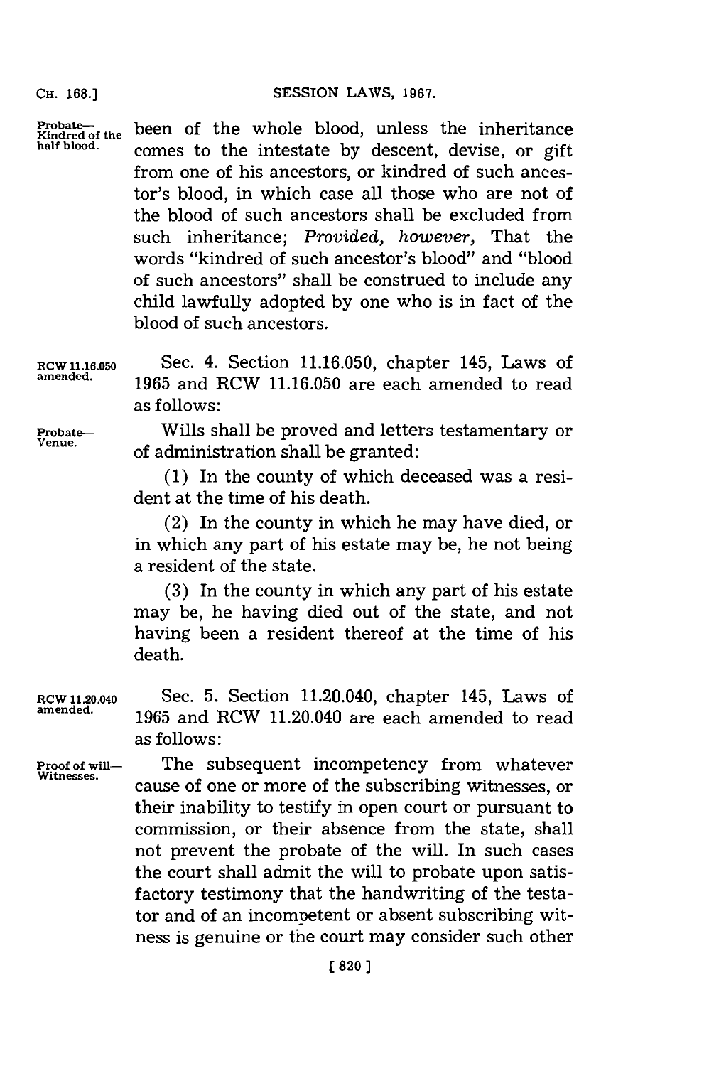been of the whole blood, unless the inheritance comes to the intestate by descent, devise, or gift from one of his ancestors, or kindred of such ancestor's blood, in which case all those who are not of the blood of such ancestors shall be excluded from such inheritance; *Provided, however,* That the words "kindred of such ancestor's blood" and "blood of such ancestors" shall be construed to include any child lawfully adopted by one who is in fact of the blood of such ancestors.

Probate—Kindred of the half blood.

RCW 11.16.050 amended.

Sec. 4. Section 11.16.050, chapter 145, Laws of 1965 and RCW 11.16.050 are each amended to read as follows:

Probate—Venue.

Wills shall be proved and letters testamentary or of administration shall be granted:

(1) In the county of which deceased was a resident at the time of his death.

(2) In the county in which he may have died, or in which any part of his estate may be, he not being a resident of the state.

(3) In the county in which any part of his estate may be, he having died out of the state, and not having been a resident thereof at the time of his death.

RCW 11.20.040 amended.

Sec. 5. Section 11.20.040, chapter 145, Laws of 1965 and RCW 11.20.040 are each amended to read as follows:

Proof of will—Witnesses.

The subsequent incompetency from whatever cause of one or more of the subscribing witnesses, or their inability to testify in open court or pursuant to commission, or their absence from the state, shall not prevent the probate of the will. In such cases the court shall admit the will to probate upon satisfactory testimony that the handwriting of the testator and of an incompetent or absent subscribing witness is genuine or the court may consider such other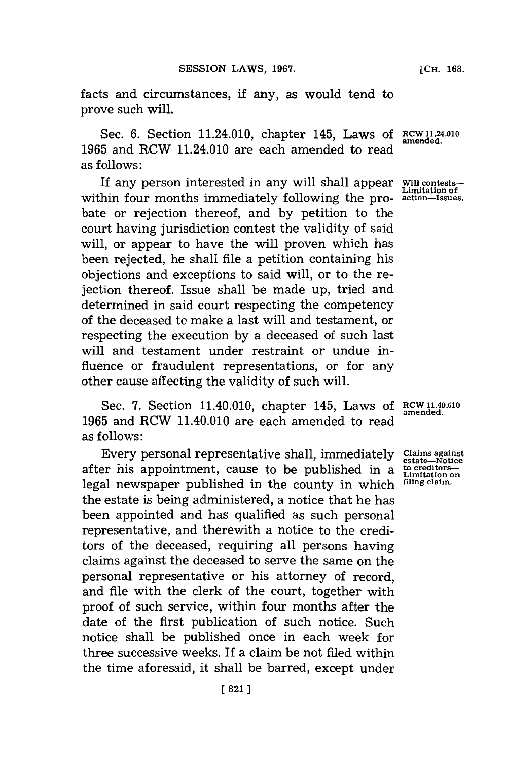facts and circumstances, if any, as would tend to prove such will.

Sec. 6. Section 11.24.010, chapter 145, Laws of 1965 and RCW 11.24.010 are each amended to read as follows:

RCW 11.24.010 amended.

Will contests—Limitation of action—Issues.

If any person interested in any will shall appear within four months immediately following the probate or rejection thereof, and by petition to the court having jurisdiction contest the validity of said will, or appear to have the will proven which has been rejected, he shall file a petition containing his objections and exceptions to said will, or to the rejection thereof. Issue shall be made up, tried and determined in said court respecting the competency of the deceased to make a last will and testament, or respecting the execution by a deceased of such last will and testament under restraint or undue influence or fraudulent representations, or for any other cause affecting the validity of such will.

Sec. 7. Section 11.40.010, chapter 145, Laws of 1965 and RCW 11.40.010 are each amended to read as follows:

RCW 11.40.010 amended.

Claims against estate—Notice to creditors—Limitation on filing claim.

Every personal representative shall, immediately after his appointment, cause to be published in a legal newspaper published in the county in which the estate is being administered, a notice that he has been appointed and has qualified as such personal representative, and therewith a notice to the creditors of the deceased, requiring all persons having claims against the deceased to serve the same on the personal representative or his attorney of record, and file with the clerk of the court, together with proof of such service, within four months after the date of the first publication of such notice. Such notice shall be published once in each week for three successive weeks. If a claim be not filed within the time aforesaid, it shall be barred, except under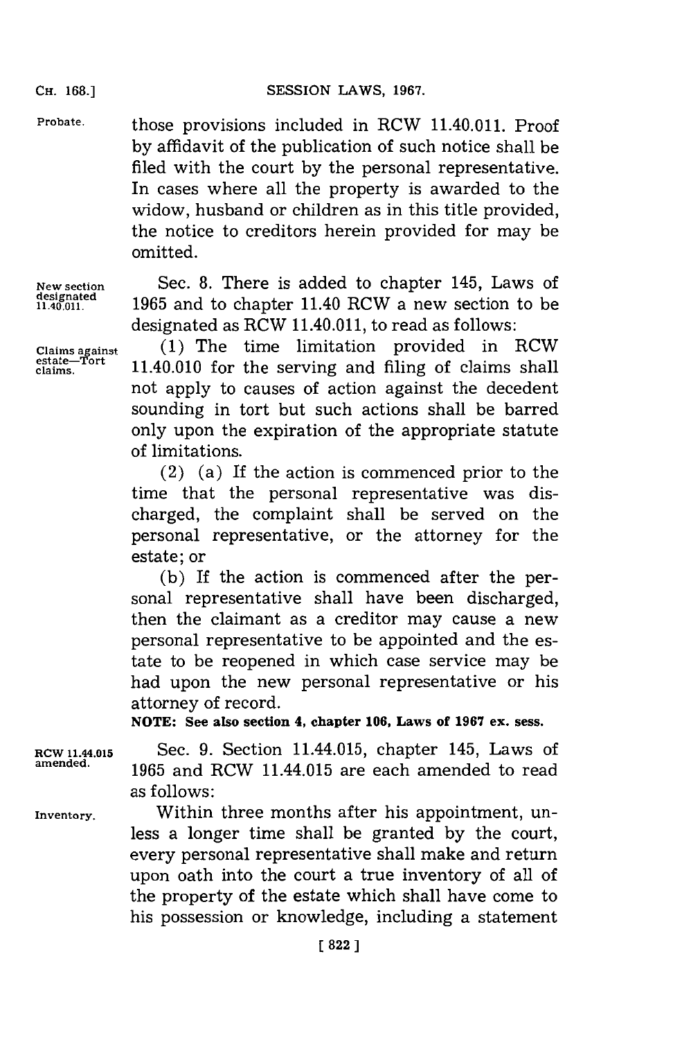Probate.

those provisions included in RCW 11.40.011. Proof by affidavit of the publication of such notice shall be filed with the court by the personal representative. In cases where all the property is awarded to the widow, husband or children as in this title provided, the notice to creditors herein provided for may be omitted.

New section designated 11.40.011.

Sec. 8. There is added to chapter 145, Laws of 1965 and to chapter 11.40 RCW a new section to be designated as RCW 11.40.011, to read as follows:

Claims against estate—Tort claims.

(1) The time limitation provided in RCW 11.40.010 for the serving and filing of claims shall not apply to causes of action against the decedent sounding in tort but such actions shall be barred only upon the expiration of the appropriate statute of limitations.

(2) (a) If the action is commenced prior to the time that the personal representative was discharged, the complaint shall be served on the personal representative, or the attorney for the estate; or

(b) If the action is commenced after the personal representative shall have been discharged, then the claimant as a creditor may cause a new personal representative to be appointed and the estate to be reopened in which case service may be had upon the new personal representative or his attorney of record.

**NOTE: See also section 4, chapter 106, Laws of 1967 ex. sess.**

RCW 11.44.015 amended.

Sec. 9. Section 11.44.015, chapter 145, Laws of 1965 and RCW 11.44.015 are each amended to read as follows:

Inventory.

Within three months after his appointment, unless a longer time shall be granted by the court, every personal representative shall make and return upon oath into the court a true inventory of all of the property of the estate which shall have come to his possession or knowledge, including a statement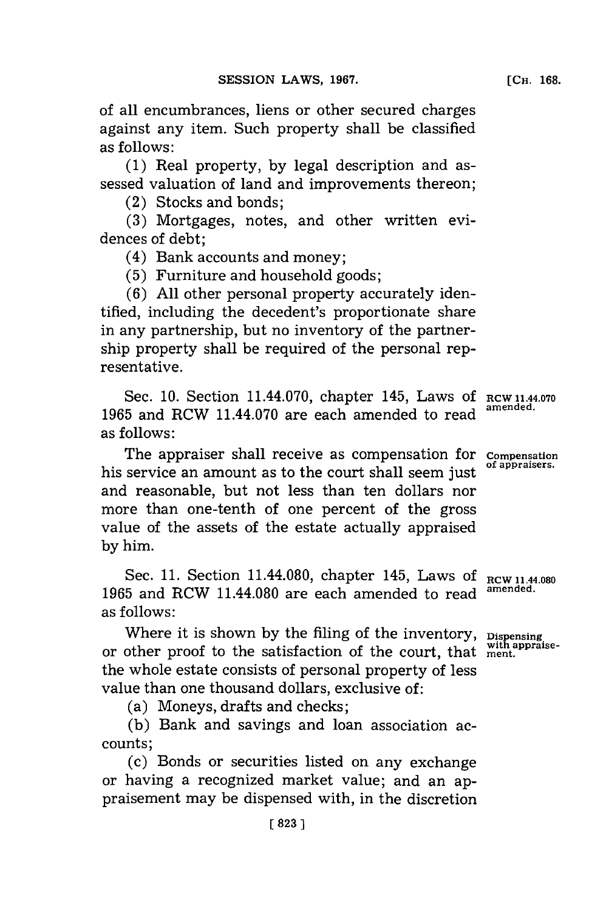of all encumbrances, liens or other secured charges against any item. Such property shall be classified as follows:

(1) Real property, by legal description and assessed valuation of land and improvements thereon;

(2) Stocks and bonds;

(3) Mortgages, notes, and other written evidences of debt;

(4) Bank accounts and money;

(5) Furniture and household goods;

(6) All other personal property accurately identified, including the decedent's proportionate share in any partnership, but no inventory of the partnership property shall be required of the personal representative.

Sec. 10. Section 11.44.070, chapter 145, Laws of 1965 and RCW 11.44.070 are each amended to read as follows:

RCW 11.44.070 amended.

Compensation of appraisers.

The appraiser shall receive as compensation for his service an amount as to the court shall seem just and reasonable, but not less than ten dollars nor more than one-tenth of one percent of the gross value of the assets of the estate actually appraised by him.

Sec. 11. Section 11.44.080, chapter 145, Laws of 1965 and RCW 11.44.080 are each amended to read as follows:

RCW 11.44.080 amended.

Dispensing with appraisement.

Where it is shown by the filing of the inventory, or other proof to the satisfaction of the court, that the whole estate consists of personal property of less value than one thousand dollars, exclusive of:

(a) Moneys, drafts and checks;

(b) Bank and savings and loan association accounts;

(c) Bonds or securities listed on any exchange or having a recognized market value; and an appraisement may be dispensed with, in the discretion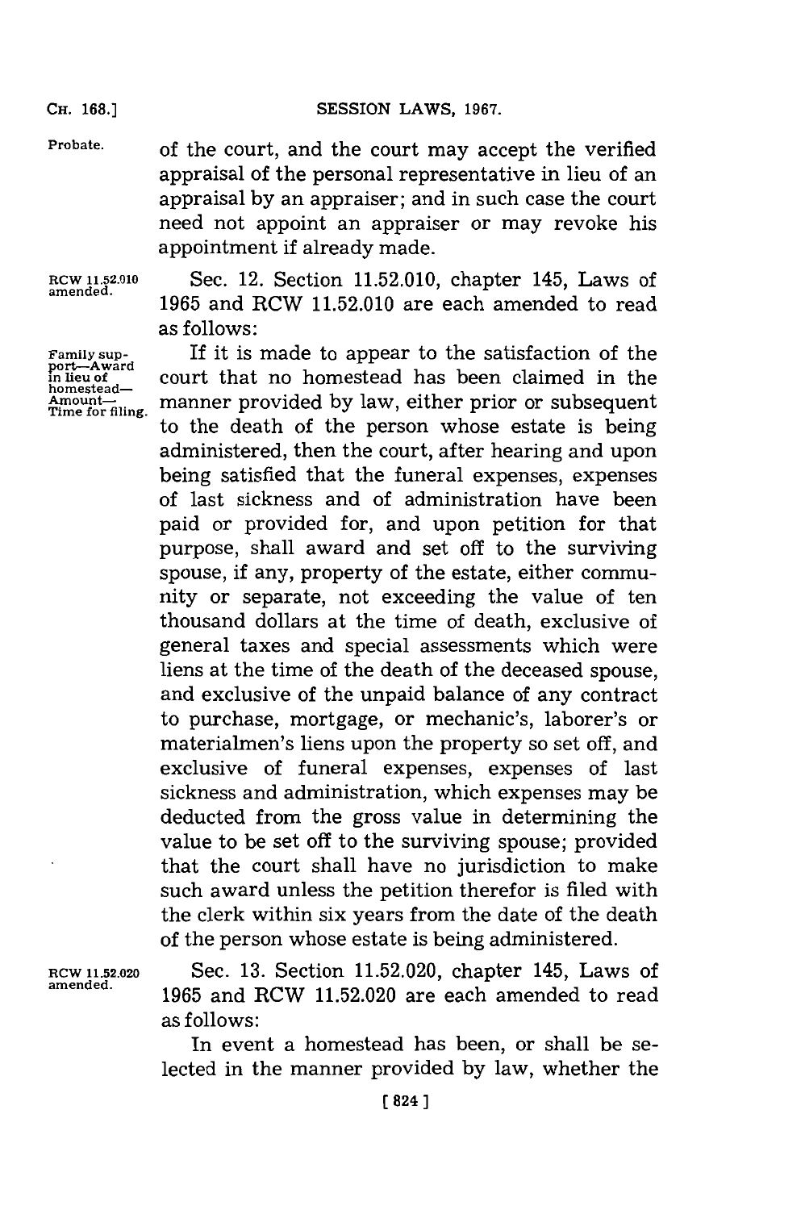Probate.

of the court, and the court may accept the verified appraisal of the personal representative in lieu of an appraisal by an appraiser; and in such case the court need not appoint an appraiser or may revoke his appointment if already made.

RCW 11.52.010 amended.

Sec. 12. Section 11.52.010, chapter 145, Laws of 1965 and RCW 11.52.010 are each amended to read as follows:

Family support—Award in lieu of homestead—Amount—Time for filing.

If it is made to appear to the satisfaction of the court that no homestead has been claimed in the manner provided by law, either prior or subsequent to the death of the person whose estate is being administered, then the court, after hearing and upon being satisfied that the funeral expenses, expenses of last sickness and of administration have been paid or provided for, and upon petition for that purpose, shall award and set off to the surviving spouse, if any, property of the estate, either community or separate, not exceeding the value of ten thousand dollars at the time of death, exclusive of general taxes and special assessments which were liens at the time of the death of the deceased spouse, and exclusive of the unpaid balance of any contract to purchase, mortgage, or mechanic's, laborer's or materialmen's liens upon the property so set off, and exclusive of funeral expenses, expenses of last sickness and administration, which expenses may be deducted from the gross value in determining the value to be set off to the surviving spouse; provided that the court shall have no jurisdiction to make such award unless the petition therefor is filed with the clerk within six years from the date of the death of the person whose estate is being administered.

RCW 11.52.020 amended.

Sec. 13. Section 11.52.020, chapter 145, Laws of 1965 and RCW 11.52.020 are each amended to read as follows:

In event a homestead has been, or shall be selected in the manner provided by law, whether the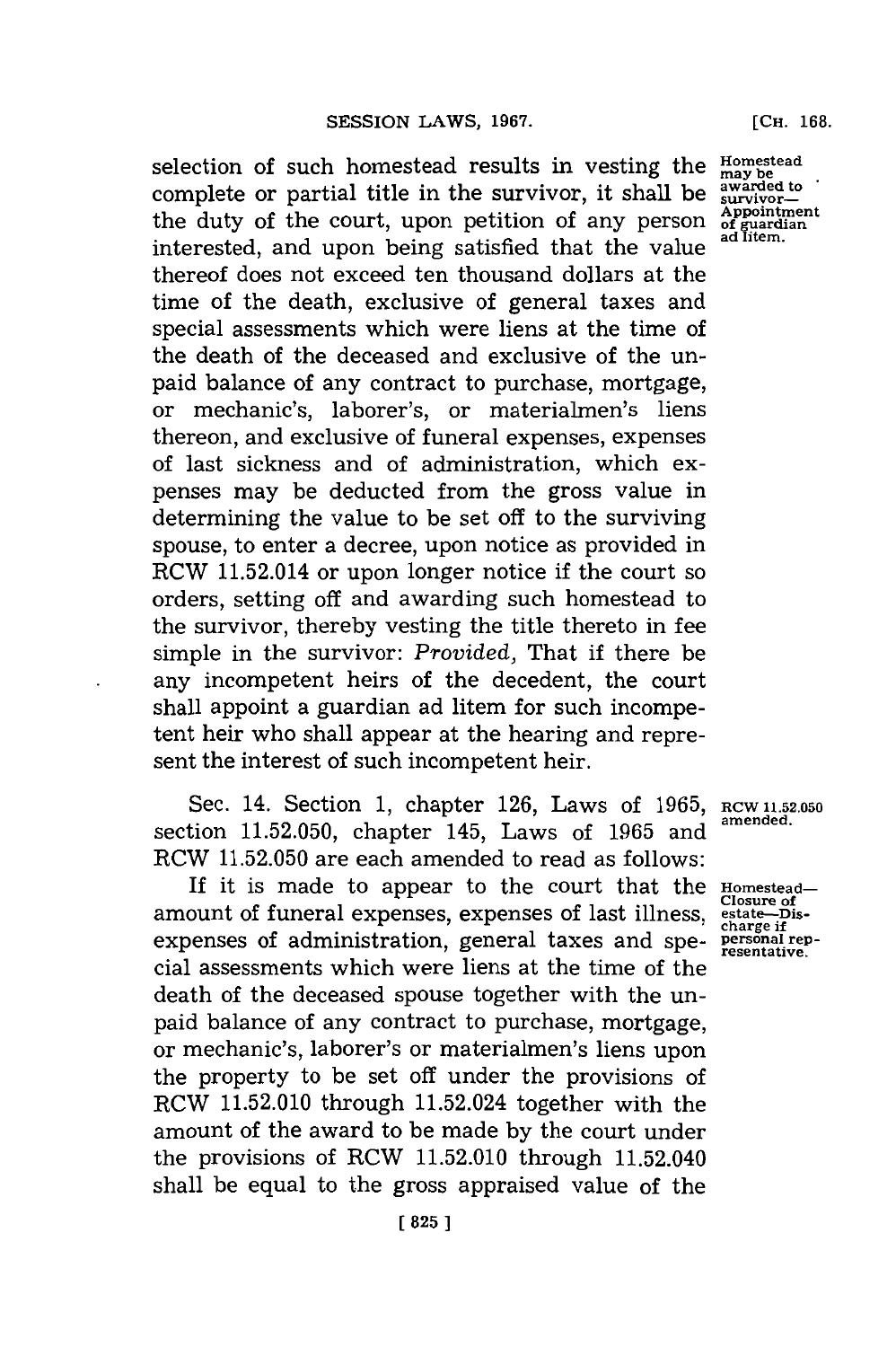selection of such homestead results in vesting the complete or partial title in the survivor, it shall be the duty of the court, upon petition of any person interested, and upon being satisfied that the value thereof does not exceed ten thousand dollars at the time of the death, exclusive of general taxes and special assessments which were liens at the time of the death of the deceased and exclusive of the unpaid balance of any contract to purchase, mortgage, or mechanic's, laborer's, or materialmen's liens thereon, and exclusive of funeral expenses, expenses of last sickness and of administration, which expenses may be deducted from the gross value in determining the value to be set off to the surviving spouse, to enter a decree, upon notice as provided in RCW 11.52.014 or upon longer notice if the court so orders, setting off and awarding such homestead to the survivor, thereby vesting the title thereto in fee simple in the survivor: *Provided,* That if there be any incompetent heirs of the decedent, the court shall appoint a guardian ad litem for such incompetent heir who shall appear at the hearing and represent the interest of such incompetent heir.

Homestead may be awarded to survivor—Appointment of guardian ad litem.

Sec. 14. Section 1, chapter 126, Laws of 1965, section 11.52.050, chapter 145, Laws of 1965 and RCW 11.52.050 are each amended to read as follows:

RCW 11.52.050 amended.

If it is made to appear to the court that the amount of funeral expenses, expenses of last illness, expenses of administration, general taxes and special assessments which were liens at the time of the death of the deceased spouse together with the unpaid balance of any contract to purchase, mortgage, or mechanic's, laborer's or materialmen's liens upon the property to be set off under the provisions of RCW 11.52.010 through 11.52.024 together with the amount of the award to be made by the court under the provisions of RCW 11.52.010 through 11.52.040 shall be equal to the gross appraised value of the

Homestead—Closure of estate—Discharge if personal representative.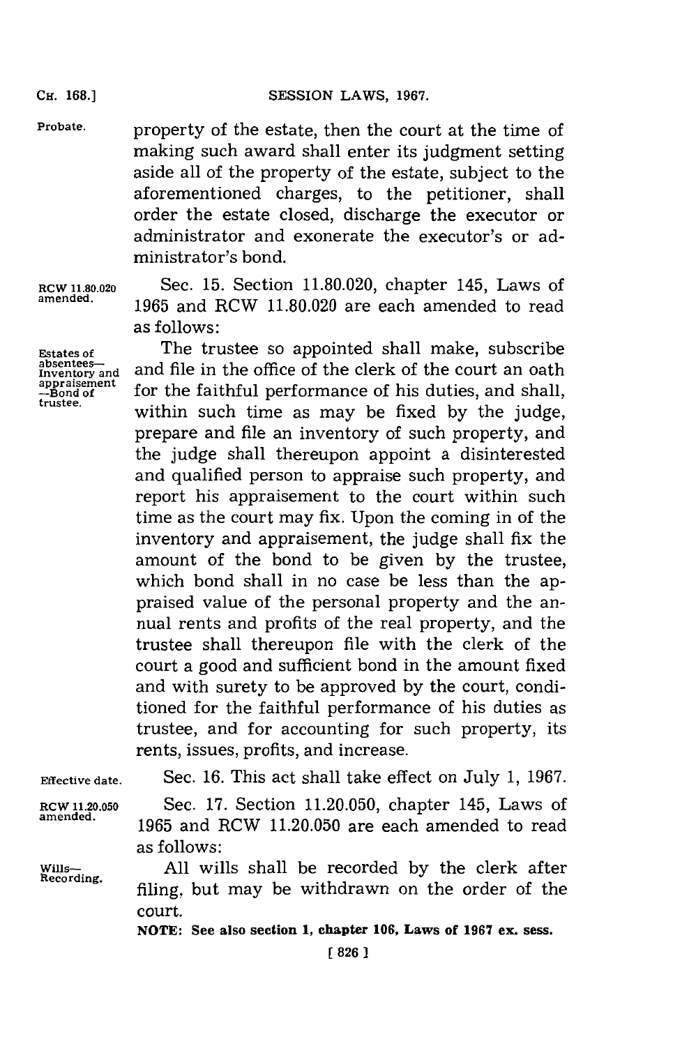property of the estate, then the court at the time of making such award shall enter its judgment setting aside all of the property of the estate, subject to the aforementioned charges, to the petitioner, shall order the estate closed, discharge the executor or administrator and exonerate the executor's or administrator's bond.

RCW 11.80.020 amended.

Sec. 15. Section 11.80.020, chapter 145, Laws of 1965 and RCW 11.80.020 are each amended to read as follows:

Estates of absentees—Inventory and appraisement—Bond of trustee.

The trustee so appointed shall make, subscribe and file in the office of the clerk of the court an oath for the faithful performance of his duties, and shall, within such time as may be fixed by the judge, prepare and file an inventory of such property, and the judge shall thereupon appoint a disinterested and qualified person to appraise such property, and report his appraisement to the court within such time as the court may fix. Upon the coming in of the inventory and appraisement, the judge shall fix the amount of the bond to be given by the trustee, which bond shall in no case be less than the appraised value of the personal property and the annual rents and profits of the real property, and the trustee shall thereupon file with the clerk of the court a good and sufficient bond in the amount fixed and with surety to be approved by the court, conditioned for the faithful performance of his duties as trustee, and for accounting for such property, its rents, issues, profits, and increase.

Effective date.

Sec. 16. This act shall take effect on July 1, 1967.

RCW 11.20.050 amended.

Sec. 17. Section 11.20.050, chapter 145, Laws of 1965 and RCW 11.20.050 are each amended to read as follows:

Wills—Recording.

All wills shall be recorded by the clerk after filing, but may be withdrawn on the order of the court.

**NOTE: See also section 1, chapter 106, Laws of 1967 ex. sess.**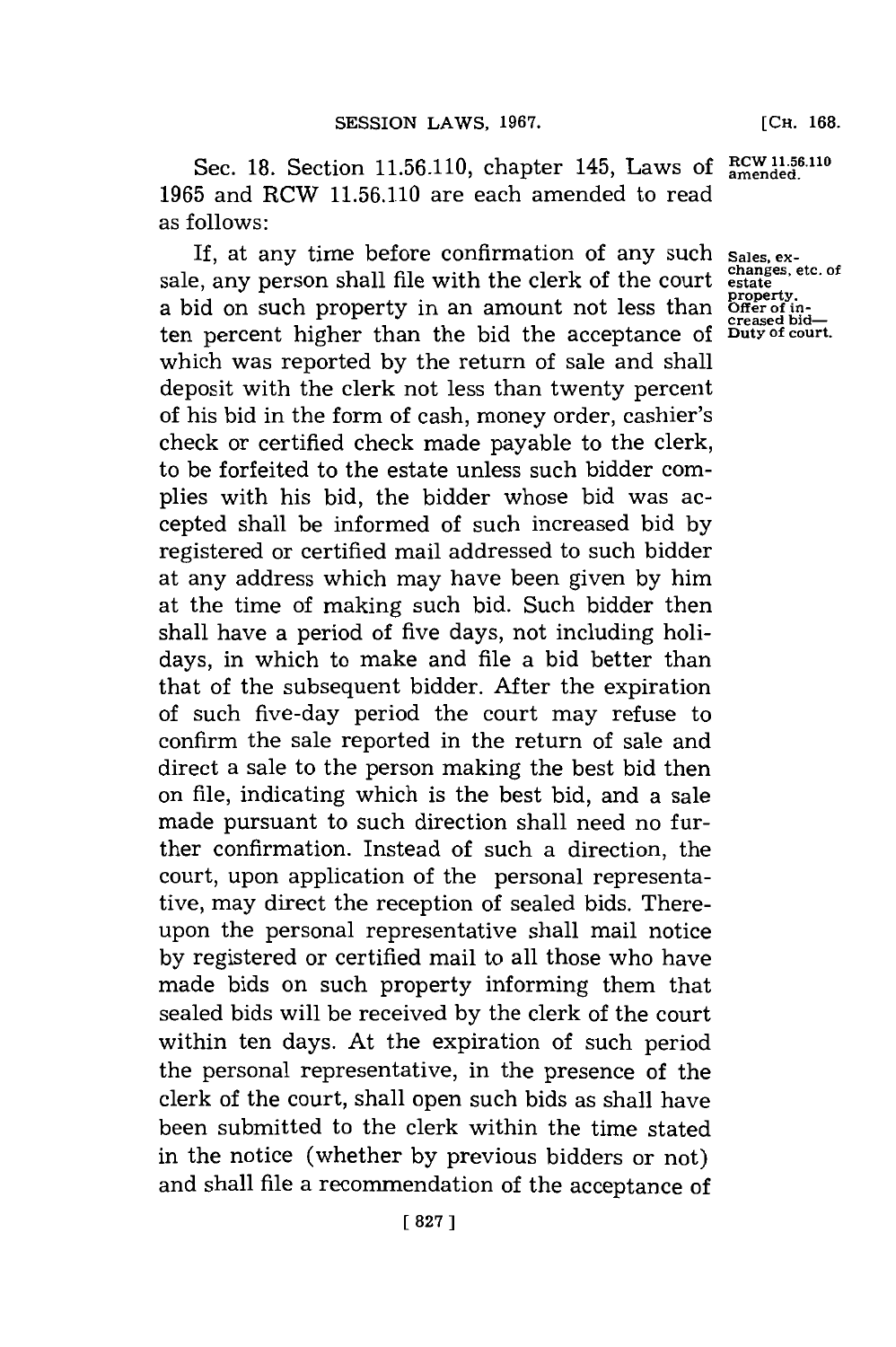Sec. 18. Section 11.56.110, chapter 145, Laws of 1965 and RCW 11.56.110 are each amended to read as follows:

**RCW 11.56.110 amended.**

**Sales, exchanges, etc. of estate property. Offer of increased bid—Duty of court.**

If, at any time before confirmation of any such sale, any person shall file with the clerk of the court a bid on such property in an amount not less than ten percent higher than the bid the acceptance of which was reported by the return of sale and shall deposit with the clerk not less than twenty percent of his bid in the form of cash, money order, cashier's check or certified check made payable to the clerk, to be forfeited to the estate unless such bidder complies with his bid, the bidder whose bid was accepted shall be informed of such increased bid by registered or certified mail addressed to such bidder at any address which may have been given by him at the time of making such bid. Such bidder then shall have a period of five days, not including holidays, in which to make and file a bid better than that of the subsequent bidder. After the expiration of such five-day period the court may refuse to confirm the sale reported in the return of sale and direct a sale to the person making the best bid then on file, indicating which is the best bid, and a sale made pursuant to such direction shall need no further confirmation. Instead of such a direction, the court, upon application of the personal representative, may direct the reception of sealed bids. Thereupon the personal representative shall mail notice by registered or certified mail to all those who have made bids on such property informing them that sealed bids will be received by the clerk of the court within ten days. At the expiration of such period the personal representative, in the presence of the clerk of the court, shall open such bids as shall have been submitted to the clerk within the time stated in the notice (whether by previous bidders or not) and shall file a recommendation of the acceptance of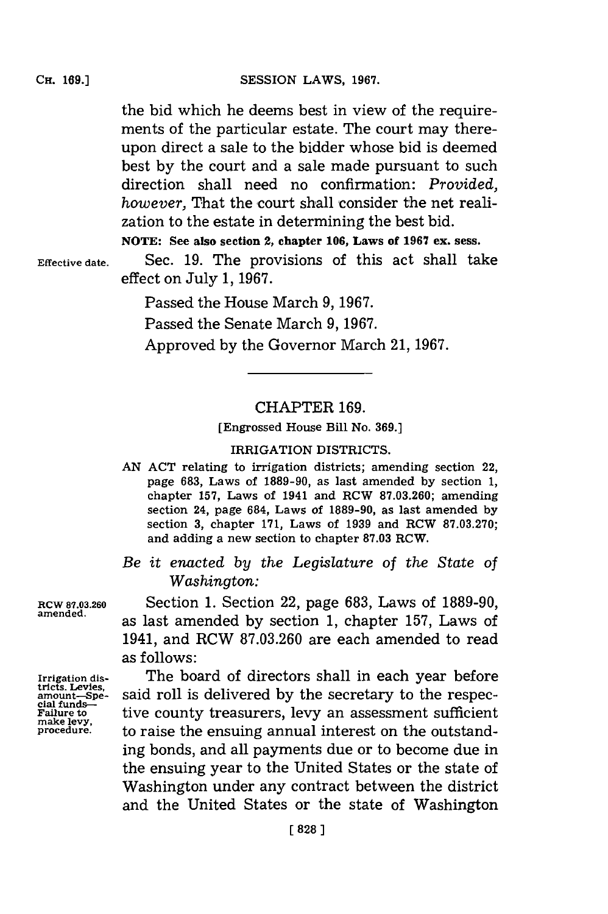the bid which he deems best in view of the requirements of the particular estate. The court may thereupon direct a sale to the bidder whose bid is deemed best by the court and a sale made pursuant to such direction shall need no confirmation: *Provided, however,* That the court shall consider the net realization to the estate in determining the best bid.

**NOTE: See also section 2, chapter 106, Laws of 1967 ex. sess.**

Effective date. Sec. 19. The provisions of this act shall take effect on July 1, 1967.

Passed the House March 9, 1967.

Passed the Senate March 9, 1967.

Approved by the Governor March 21, 1967.

---

## CHAPTER 169.

[Engrossed House Bill No. 369.]

IRRIGATION DISTRICTS.

AN ACT relating to irrigation districts; amending section 22, page 683, Laws of 1889-90, as last amended by section 1, chapter 157, Laws of 1941 and RCW 87.03.260; amending section 24, page 684, Laws of 1889-90, as last amended by section 3, chapter 171, Laws of 1939 and RCW 87.03.270; and adding a new section to chapter 87.03 RCW.

*Be it enacted by the Legislature of the State of Washington:*

RCW 87.03.260 amended. Section 1. Section 22, page 683, Laws of 1889-90, as last amended by section 1, chapter 157, Laws of 1941, and RCW 87.03.260 are each amended to read as follows:

Irrigation districts. Levies, amount—Special funds—Failure to make levy, procedure. The board of directors shall in each year before said roll is delivered by the secretary to the respective county treasurers, levy an assessment sufficient to raise the ensuing annual interest on the outstanding bonds, and all payments due or to become due in the ensuing year to the United States or the state of Washington under any contract between the district and the United States or the state of Washington